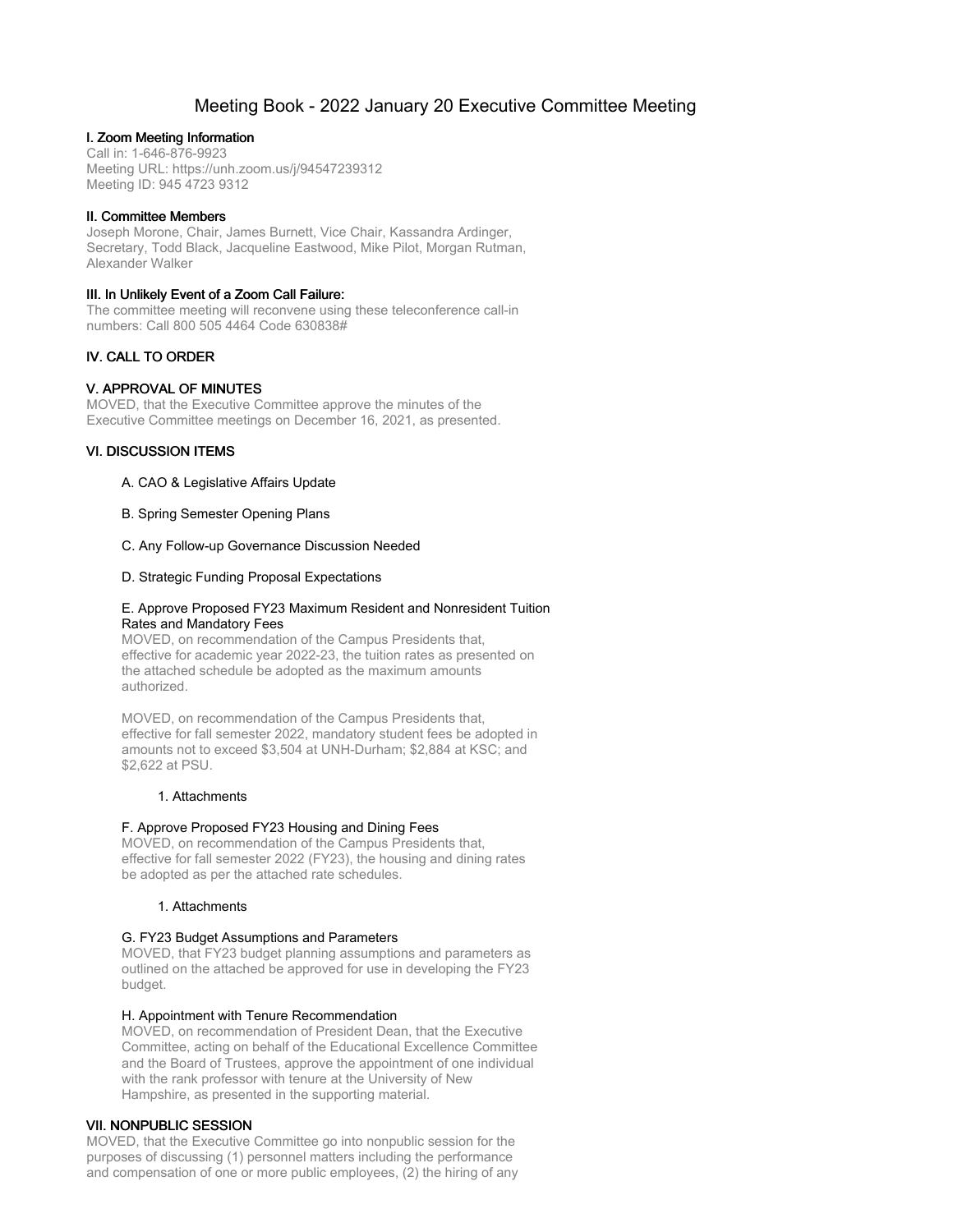# Meeting Book - 2022 January 20 Executive Committee Meeting

## I. Zoom Meeting Information

Call in: 1-646-876-9923
Meeting URL: https://unh.zoom.us/j/94547239312
Meeting ID: 945 4723 9312

## II. Committee Members

Joseph Morone, Chair, James Burnett, Vice Chair, Kassandra Ardinger, Secretary, Todd Black, Jacqueline Eastwood, Mike Pilot, Morgan Rutman, Alexander Walker

## III. In Unlikely Event of a Zoom Call Failure:

The committee meeting will reconvene using these teleconference call-in numbers: Call 800 505 4464 Code 630838#

## IV. CALL TO ORDER

## V. APPROVAL OF MINUTES

MOVED, that the Executive Committee approve the minutes of the Executive Committee meetings on December 16, 2021, as presented.

## VI. DISCUSSION ITEMS

### A. CAO & Legislative Affairs Update

### B. Spring Semester Opening Plans

### C. Any Follow-up Governance Discussion Needed

### D. Strategic Funding Proposal Expectations

### E. Approve Proposed FY23 Maximum Resident and Nonresident Tuition Rates and Mandatory Fees

MOVED, on recommendation of the Campus Presidents that, effective for academic year 2022-23, the tuition rates as presented on the attached schedule be adopted as the maximum amounts authorized.

MOVED, on recommendation of the Campus Presidents that, effective for fall semester 2022, mandatory student fees be adopted in amounts not to exceed $3,504 at UNH-Durham; $2,884 at KSC; and $2,622 at PSU.

1. Attachments

### F. Approve Proposed FY23 Housing and Dining Fees

MOVED, on recommendation of the Campus Presidents that, effective for fall semester 2022 (FY23), the housing and dining rates be adopted as per the attached rate schedules.

1. Attachments

### G. FY23 Budget Assumptions and Parameters

MOVED, that FY23 budget planning assumptions and parameters as outlined on the attached be approved for use in developing the FY23 budget.

### H. Appointment with Tenure Recommendation

MOVED, on recommendation of President Dean, that the Executive Committee, acting on behalf of the Educational Excellence Committee and the Board of Trustees, approve the appointment of one individual with the rank professor with tenure at the University of New Hampshire, as presented in the supporting material.

## VII. NONPUBLIC SESSION

MOVED, that the Executive Committee go into nonpublic session for the purposes of discussing (1) personnel matters including the performance and compensation of one or more public employees, (2) the hiring of any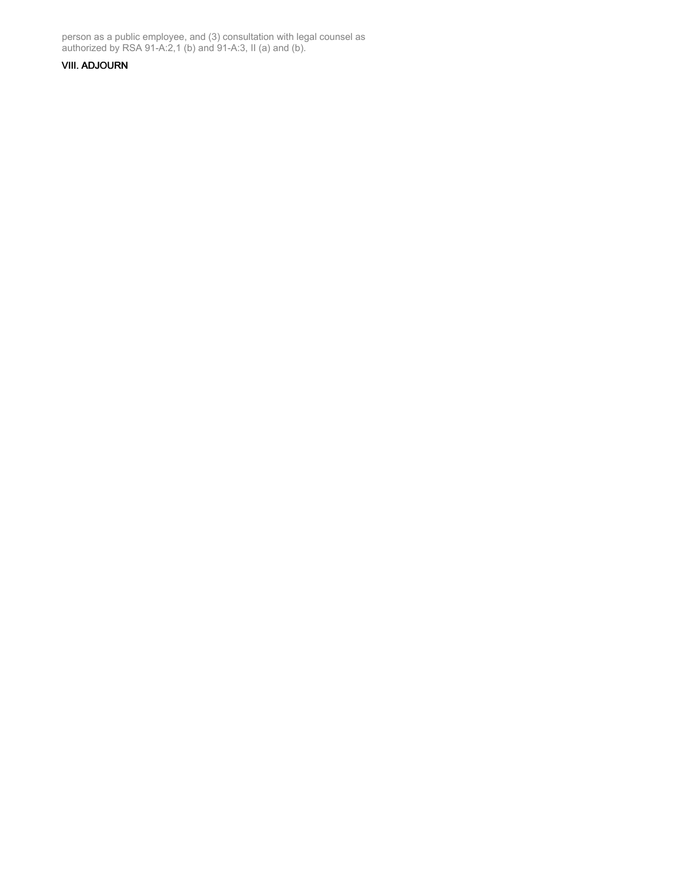person as a public employee, and (3) consultation with legal counsel as authorized by RSA 91-A:2,1 (b) and 91-A:3, II (a) and (b).

## VIII. ADJOURN